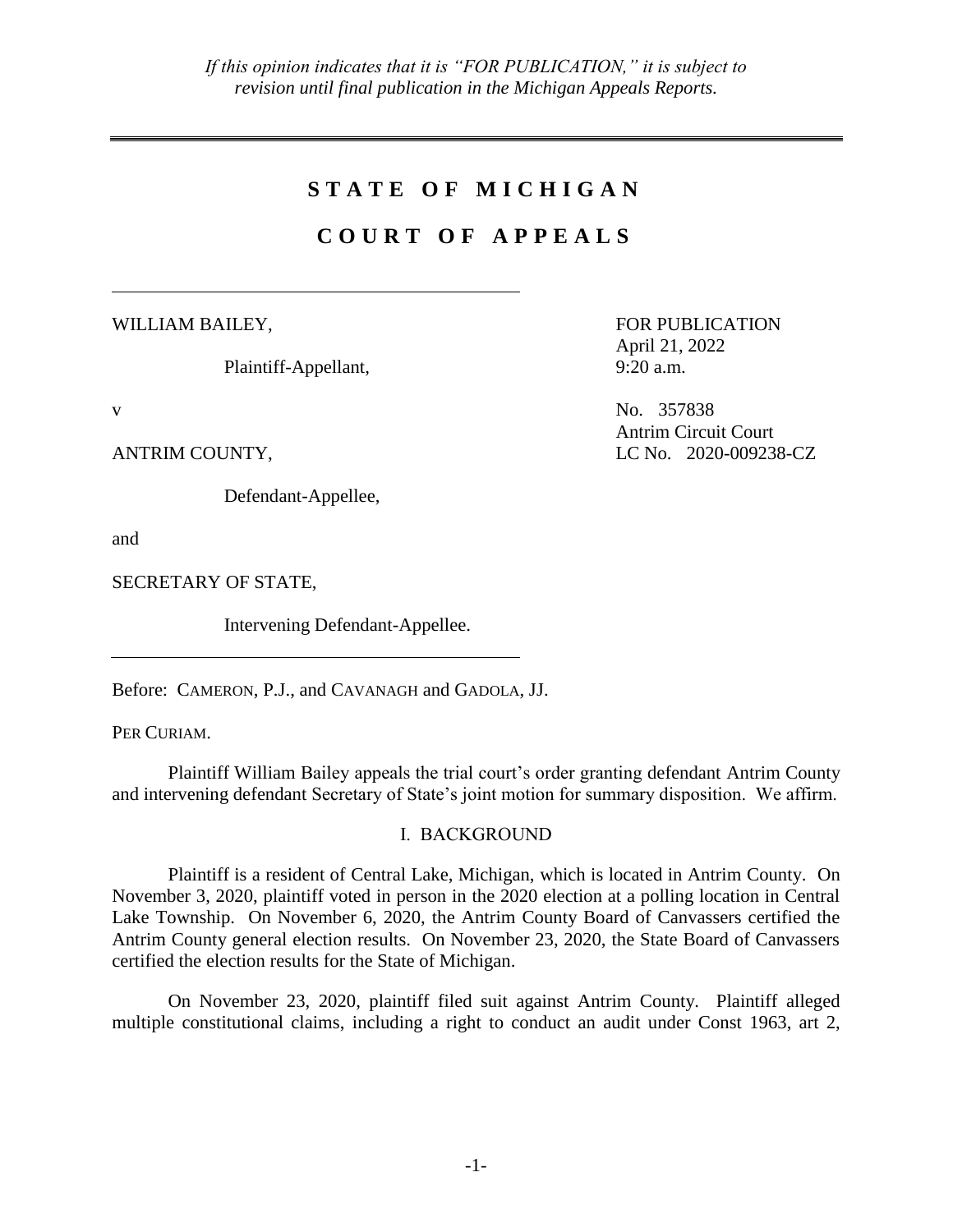*If this opinion indicates that it is "FOR PUBLICATION," it is subject to revision until final publication in the Michigan Appeals Reports.*

---

# STATE OF MICHIGAN

# COURT OF APPEALS

---

WILLIAM BAILEY,

Plaintiff-Appellant,

v

ANTRIM COUNTY,

Defendant-Appellee,

and

SECRETARY OF STATE,

Intervening Defendant-Appellee.

FOR PUBLICATION
April 21, 2022
9:20 a.m.

No. 357838
Antrim Circuit Court
LC No. 2020-009238-CZ

---

Before: CAMERON, P.J., and CAVANAGH and GADOLA, JJ.

PER CURIAM.

Plaintiff William Bailey appeals the trial court's order granting defendant Antrim County and intervening defendant Secretary of State's joint motion for summary disposition. We affirm.

## I. BACKGROUND

Plaintiff is a resident of Central Lake, Michigan, which is located in Antrim County. On November 3, 2020, plaintiff voted in person in the 2020 election at a polling location in Central Lake Township. On November 6, 2020, the Antrim County Board of Canvassers certified the Antrim County general election results. On November 23, 2020, the State Board of Canvassers certified the election results for the State of Michigan.

On November 23, 2020, plaintiff filed suit against Antrim County. Plaintiff alleged multiple constitutional claims, including a right to conduct an audit under Const 1963, art 2,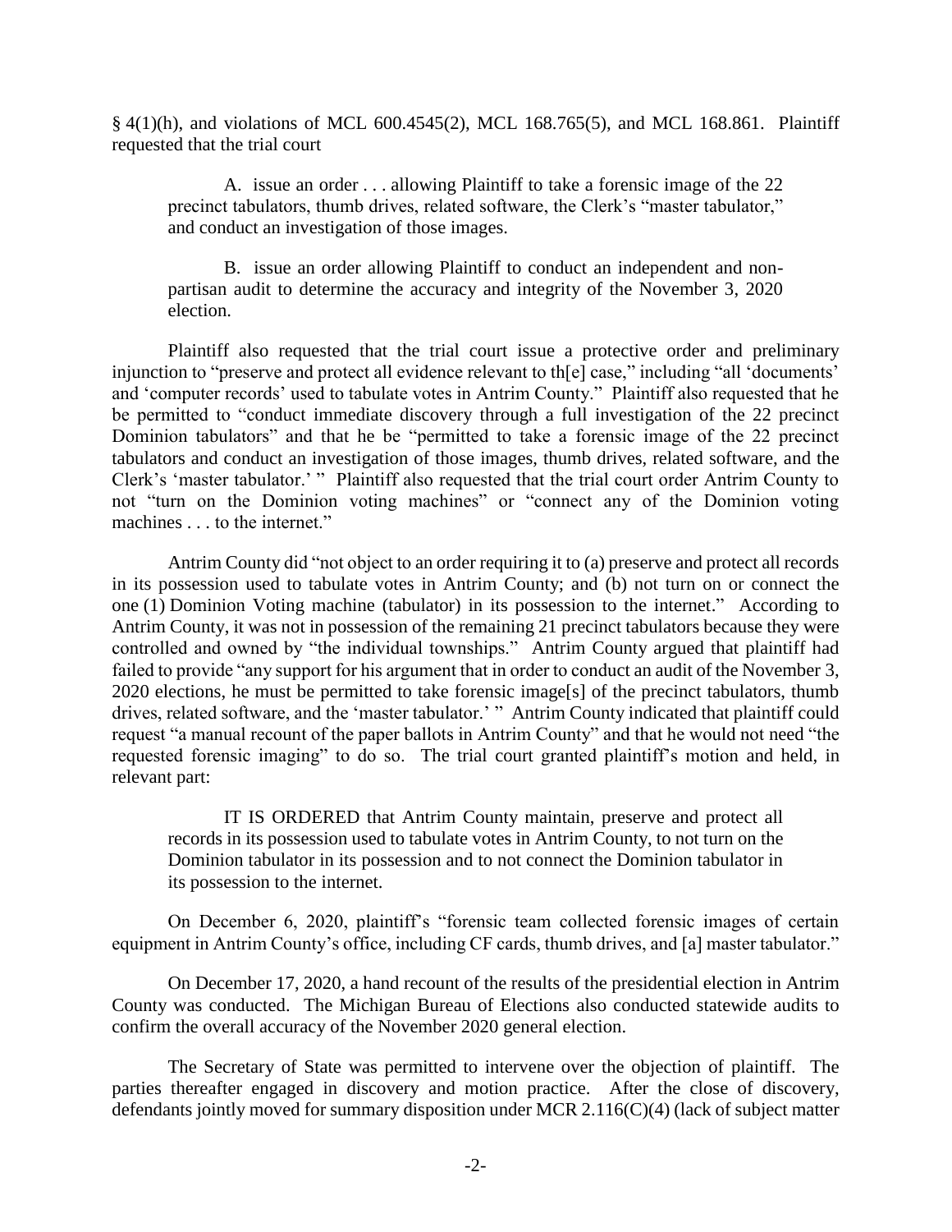§ 4(1)(h), and violations of MCL 600.4545(2), MCL 168.765(5), and MCL 168.861. Plaintiff requested that the trial court

> A. issue an order . . . allowing Plaintiff to take a forensic image of the 22 precinct tabulators, thumb drives, related software, the Clerk's "master tabulator," and conduct an investigation of those images.
>
> B. issue an order allowing Plaintiff to conduct an independent and non-partisan audit to determine the accuracy and integrity of the November 3, 2020 election.

Plaintiff also requested that the trial court issue a protective order and preliminary injunction to "preserve and protect all evidence relevant to th[e] case," including "all 'documents' and 'computer records' used to tabulate votes in Antrim County." Plaintiff also requested that he be permitted to "conduct immediate discovery through a full investigation of the 22 precinct Dominion tabulators" and that he be "permitted to take a forensic image of the 22 precinct tabulators and conduct an investigation of those images, thumb drives, related software, and the Clerk's 'master tabulator.' " Plaintiff also requested that the trial court order Antrim County to not "turn on the Dominion voting machines" or "connect any of the Dominion voting machines . . . to the internet."

Antrim County did "not object to an order requiring it to (a) preserve and protect all records in its possession used to tabulate votes in Antrim County; and (b) not turn on or connect the one (1) Dominion Voting machine (tabulator) in its possession to the internet." According to Antrim County, it was not in possession of the remaining 21 precinct tabulators because they were controlled and owned by "the individual townships." Antrim County argued that plaintiff had failed to provide "any support for his argument that in order to conduct an audit of the November 3, 2020 elections, he must be permitted to take forensic image[s] of the precinct tabulators, thumb drives, related software, and the 'master tabulator.' " Antrim County indicated that plaintiff could request "a manual recount of the paper ballots in Antrim County" and that he would not need "the requested forensic imaging" to do so. The trial court granted plaintiff's motion and held, in relevant part:

> IT IS ORDERED that Antrim County maintain, preserve and protect all records in its possession used to tabulate votes in Antrim County, to not turn on the Dominion tabulator in its possession and to not connect the Dominion tabulator in its possession to the internet.

On December 6, 2020, plaintiff's "forensic team collected forensic images of certain equipment in Antrim County's office, including CF cards, thumb drives, and [a] master tabulator."

On December 17, 2020, a hand recount of the results of the presidential election in Antrim County was conducted. The Michigan Bureau of Elections also conducted statewide audits to confirm the overall accuracy of the November 2020 general election.

The Secretary of State was permitted to intervene over the objection of plaintiff. The parties thereafter engaged in discovery and motion practice. After the close of discovery, defendants jointly moved for summary disposition under MCR 2.116(C)(4) (lack of subject matter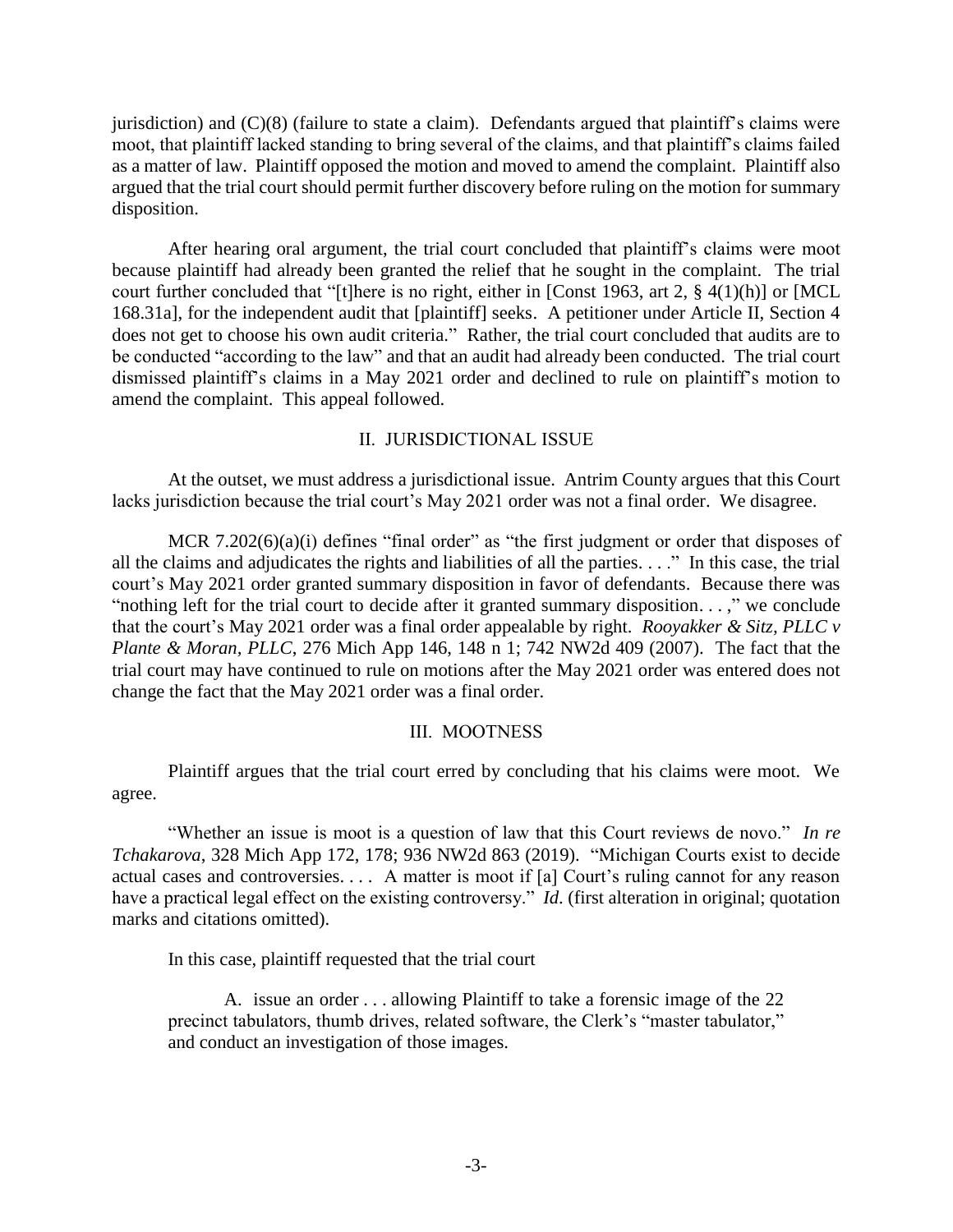jurisdiction) and (C)(8) (failure to state a claim). Defendants argued that plaintiff's claims were moot, that plaintiff lacked standing to bring several of the claims, and that plaintiff's claims failed as a matter of law. Plaintiff opposed the motion and moved to amend the complaint. Plaintiff also argued that the trial court should permit further discovery before ruling on the motion for summary disposition.

After hearing oral argument, the trial court concluded that plaintiff's claims were moot because plaintiff had already been granted the relief that he sought in the complaint. The trial court further concluded that "[t]here is no right, either in [Const 1963, art 2, § 4(1)(h)] or [MCL 168.31a], for the independent audit that [plaintiff] seeks. A petitioner under Article II, Section 4 does not get to choose his own audit criteria." Rather, the trial court concluded that audits are to be conducted "according to the law" and that an audit had already been conducted. The trial court dismissed plaintiff's claims in a May 2021 order and declined to rule on plaintiff's motion to amend the complaint. This appeal followed.

## II. JURISDICTIONAL ISSUE

At the outset, we must address a jurisdictional issue. Antrim County argues that this Court lacks jurisdiction because the trial court's May 2021 order was not a final order. We disagree.

MCR 7.202(6)(a)(i) defines "final order" as "the first judgment or order that disposes of all the claims and adjudicates the rights and liabilities of all the parties. . . ." In this case, the trial court's May 2021 order granted summary disposition in favor of defendants. Because there was "nothing left for the trial court to decide after it granted summary disposition. . . ," we conclude that the court's May 2021 order was a final order appealable by right. *Rooyakker & Sitz, PLLC v Plante & Moran, PLLC*, 276 Mich App 146, 148 n 1; 742 NW2d 409 (2007). The fact that the trial court may have continued to rule on motions after the May 2021 order was entered does not change the fact that the May 2021 order was a final order.

## III. MOOTNESS

Plaintiff argues that the trial court erred by concluding that his claims were moot. We agree.

"Whether an issue is moot is a question of law that this Court reviews de novo." *In re Tchakarova*, 328 Mich App 172, 178; 936 NW2d 863 (2019). "Michigan Courts exist to decide actual cases and controversies. . . . A matter is moot if [a] Court's ruling cannot for any reason have a practical legal effect on the existing controversy." *Id*. (first alteration in original; quotation marks and citations omitted).

In this case, plaintiff requested that the trial court

> A. issue an order . . . allowing Plaintiff to take a forensic image of the 22 precinct tabulators, thumb drives, related software, the Clerk's "master tabulator," and conduct an investigation of those images.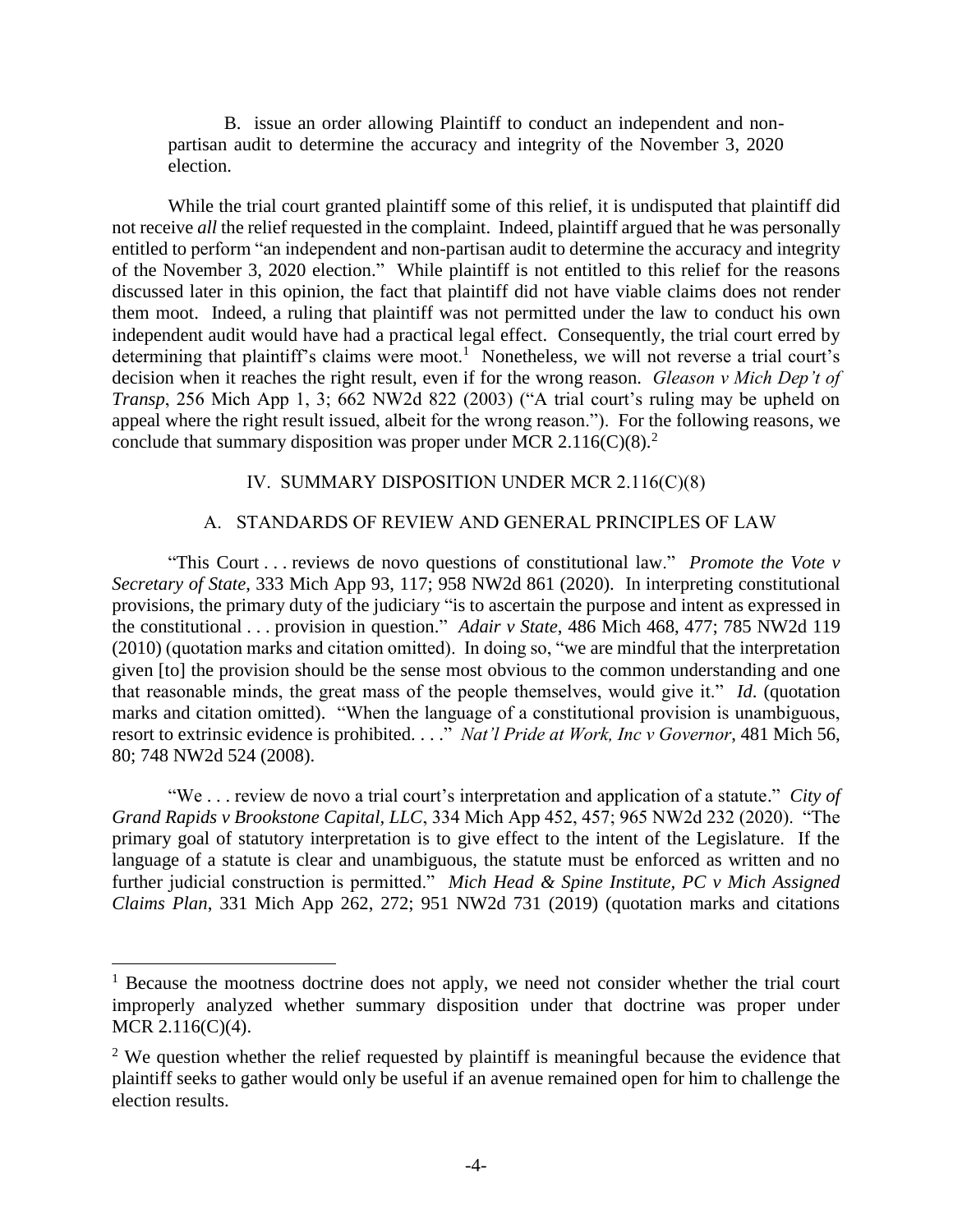B. issue an order allowing Plaintiff to conduct an independent and non-partisan audit to determine the accuracy and integrity of the November 3, 2020 election.

While the trial court granted plaintiff some of this relief, it is undisputed that plaintiff did not receive *all* the relief requested in the complaint. Indeed, plaintiff argued that he was personally entitled to perform "an independent and non-partisan audit to determine the accuracy and integrity of the November 3, 2020 election." While plaintiff is not entitled to this relief for the reasons discussed later in this opinion, the fact that plaintiff did not have viable claims does not render them moot. Indeed, a ruling that plaintiff was not permitted under the law to conduct his own independent audit would have had a practical legal effect. Consequently, the trial court erred by determining that plaintiff's claims were moot.[1] Nonetheless, we will not reverse a trial court's decision when it reaches the right result, even if for the wrong reason. *Gleason v Mich Dep't of Transp*, 256 Mich App 1, 3; 662 NW2d 822 (2003) ("A trial court's ruling may be upheld on appeal where the right result issued, albeit for the wrong reason."). For the following reasons, we conclude that summary disposition was proper under MCR 2.116(C)(8).[2]

## IV. SUMMARY DISPOSITION UNDER MCR 2.116(C)(8)

### A. STANDARDS OF REVIEW AND GENERAL PRINCIPLES OF LAW

"This Court . . . reviews de novo questions of constitutional law." *Promote the Vote v Secretary of State*, 333 Mich App 93, 117; 958 NW2d 861 (2020). In interpreting constitutional provisions, the primary duty of the judiciary "is to ascertain the purpose and intent as expressed in the constitutional . . . provision in question." *Adair v State*, 486 Mich 468, 477; 785 NW2d 119 (2010) (quotation marks and citation omitted). In doing so, "we are mindful that the interpretation given [to] the provision should be the sense most obvious to the common understanding and one that reasonable minds, the great mass of the people themselves, would give it." *Id*. (quotation marks and citation omitted). "When the language of a constitutional provision is unambiguous, resort to extrinsic evidence is prohibited. . . ." *Nat'l Pride at Work, Inc v Governor*, 481 Mich 56, 80; 748 NW2d 524 (2008).

"We . . . review de novo a trial court's interpretation and application of a statute." *City of Grand Rapids v Brookstone Capital, LLC*, 334 Mich App 452, 457; 965 NW2d 232 (2020). "The primary goal of statutory interpretation is to give effect to the intent of the Legislature. If the language of a statute is clear and unambiguous, the statute must be enforced as written and no further judicial construction is permitted." *Mich Head & Spine Institute, PC v Mich Assigned Claims Plan*, 331 Mich App 262, 272; 951 NW2d 731 (2019) (quotation marks and citations

---

[1] Because the mootness doctrine does not apply, we need not consider whether the trial court improperly analyzed whether summary disposition under that doctrine was proper under MCR 2.116(C)(4).

[2] We question whether the relief requested by plaintiff is meaningful because the evidence that plaintiff seeks to gather would only be useful if an avenue remained open for him to challenge the election results.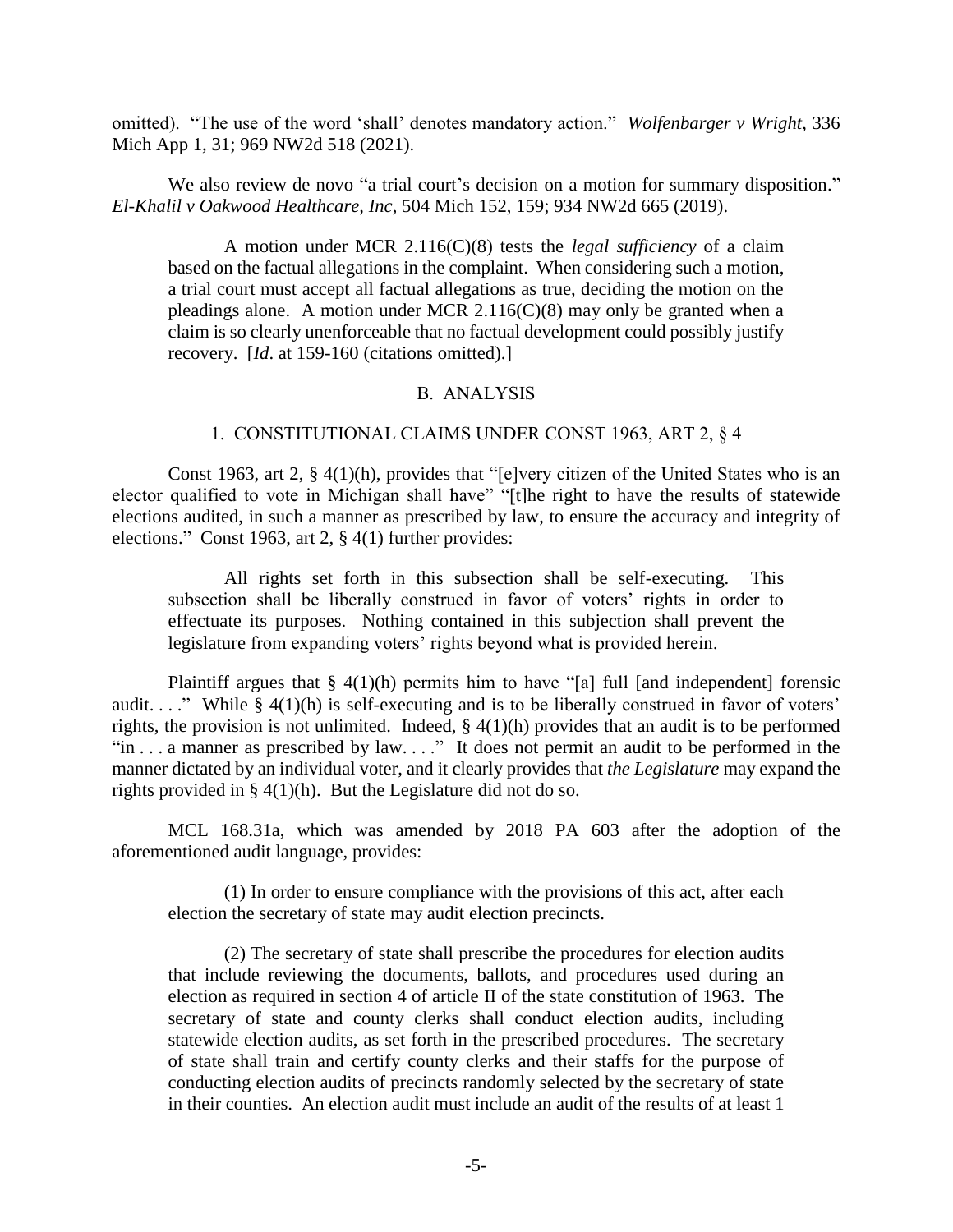omitted). "The use of the word 'shall' denotes mandatory action." *Wolfenbarger v Wright*, 336 Mich App 1, 31; 969 NW2d 518 (2021).

We also review de novo "a trial court's decision on a motion for summary disposition." *El-Khalil v Oakwood Healthcare, Inc*, 504 Mich 152, 159; 934 NW2d 665 (2019).

> A motion under MCR 2.116(C)(8) tests the *legal sufficiency* of a claim based on the factual allegations in the complaint. When considering such a motion, a trial court must accept all factual allegations as true, deciding the motion on the pleadings alone. A motion under MCR 2.116(C)(8) may only be granted when a claim is so clearly unenforceable that no factual development could possibly justify recovery. [*Id*. at 159-160 (citations omitted).]

### B. ANALYSIS

#### 1. CONSTITUTIONAL CLAIMS UNDER CONST 1963, ART 2, § 4

Const 1963, art 2, § 4(1)(h), provides that "[e]very citizen of the United States who is an elector qualified to vote in Michigan shall have" "[t]he right to have the results of statewide elections audited, in such a manner as prescribed by law, to ensure the accuracy and integrity of elections." Const 1963, art 2, § 4(1) further provides:

> All rights set forth in this subsection shall be self-executing. This subsection shall be liberally construed in favor of voters' rights in order to effectuate its purposes. Nothing contained in this subjection shall prevent the legislature from expanding voters' rights beyond what is provided herein.

Plaintiff argues that § 4(1)(h) permits him to have "[a] full [and independent] forensic audit. . . ." While § 4(1)(h) is self-executing and is to be liberally construed in favor of voters' rights, the provision is not unlimited. Indeed, § 4(1)(h) provides that an audit is to be performed "in . . . a manner as prescribed by law. . . ." It does not permit an audit to be performed in the manner dictated by an individual voter, and it clearly provides that *the Legislature* may expand the rights provided in § 4(1)(h). But the Legislature did not do so.

MCL 168.31a, which was amended by 2018 PA 603 after the adoption of the aforementioned audit language, provides:

> (1) In order to ensure compliance with the provisions of this act, after each election the secretary of state may audit election precincts.
>
> (2) The secretary of state shall prescribe the procedures for election audits that include reviewing the documents, ballots, and procedures used during an election as required in section 4 of article II of the state constitution of 1963. The secretary of state and county clerks shall conduct election audits, including statewide election audits, as set forth in the prescribed procedures. The secretary of state shall train and certify county clerks and their staffs for the purpose of conducting election audits of precincts randomly selected by the secretary of state in their counties. An election audit must include an audit of the results of at least 1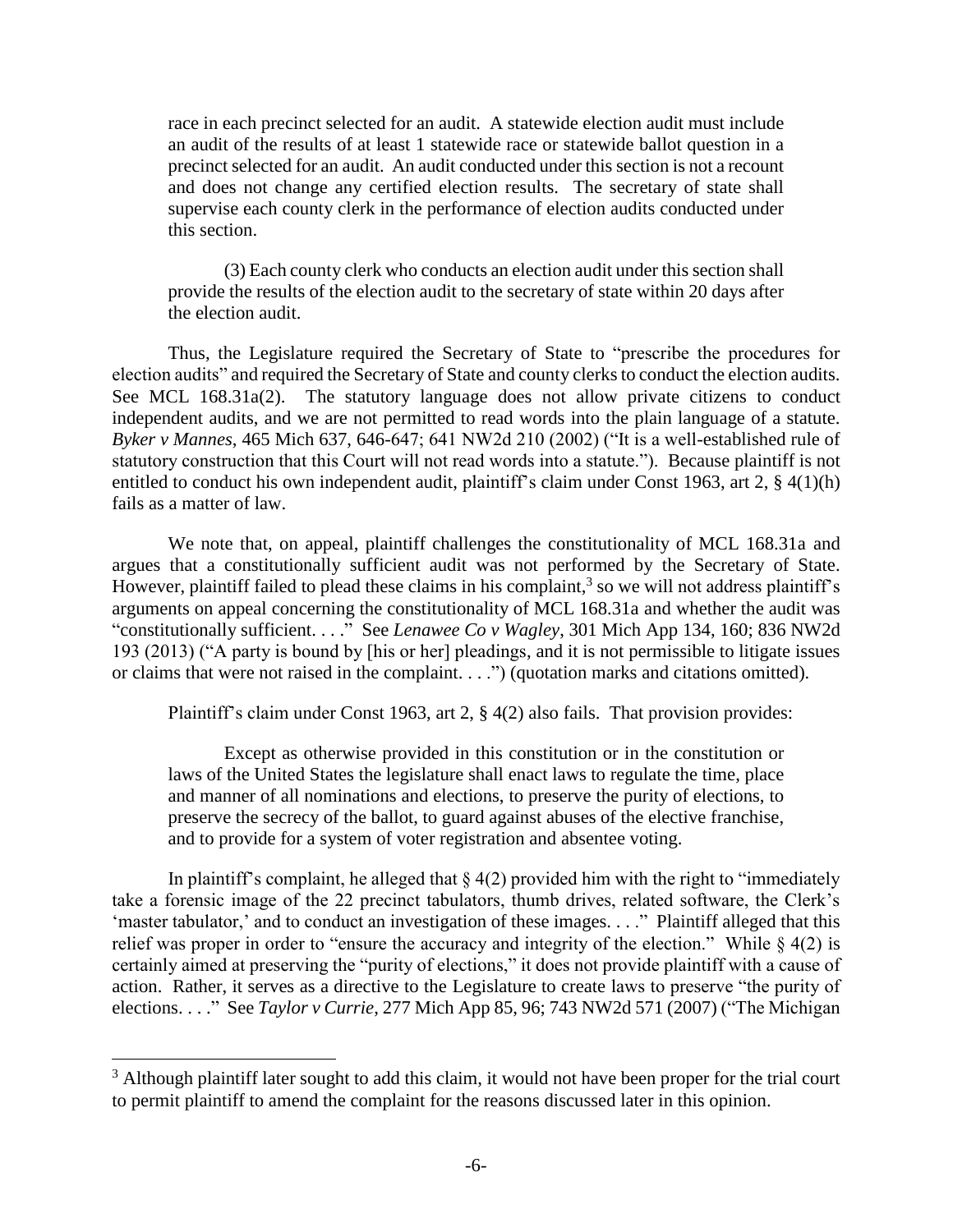> race in each precinct selected for an audit. A statewide election audit must include an audit of the results of at least 1 statewide race or statewide ballot question in a precinct selected for an audit. An audit conducted under this section is not a recount and does not change any certified election results. The secretary of state shall supervise each county clerk in the performance of election audits conducted under this section.
>
> (3) Each county clerk who conducts an election audit under this section shall provide the results of the election audit to the secretary of state within 20 days after the election audit.

Thus, the Legislature required the Secretary of State to "prescribe the procedures for election audits" and required the Secretary of State and county clerks to conduct the election audits. See MCL 168.31a(2). The statutory language does not allow private citizens to conduct independent audits, and we are not permitted to read words into the plain language of a statute. *Byker v Mannes*, 465 Mich 637, 646-647; 641 NW2d 210 (2002) ("It is a well-established rule of statutory construction that this Court will not read words into a statute."). Because plaintiff is not entitled to conduct his own independent audit, plaintiff's claim under Const 1963, art 2, § 4(1)(h) fails as a matter of law.

We note that, on appeal, plaintiff challenges the constitutionality of MCL 168.31a and argues that a constitutionally sufficient audit was not performed by the Secretary of State. However, plaintiff failed to plead these claims in his complaint,[3] so we will not address plaintiff's arguments on appeal concerning the constitutionality of MCL 168.31a and whether the audit was "constitutionally sufficient. . . ." See *Lenawee Co v Wagley*, 301 Mich App 134, 160; 836 NW2d 193 (2013) ("A party is bound by [his or her] pleadings, and it is not permissible to litigate issues or claims that were not raised in the complaint. . . .") (quotation marks and citations omitted).

Plaintiff's claim under Const 1963, art 2, § 4(2) also fails. That provision provides:

> Except as otherwise provided in this constitution or in the constitution or laws of the United States the legislature shall enact laws to regulate the time, place and manner of all nominations and elections, to preserve the purity of elections, to preserve the secrecy of the ballot, to guard against abuses of the elective franchise, and to provide for a system of voter registration and absentee voting.

In plaintiff's complaint, he alleged that § 4(2) provided him with the right to "immediately take a forensic image of the 22 precinct tabulators, thumb drives, related software, the Clerk's 'master tabulator,' and to conduct an investigation of these images. . . ." Plaintiff alleged that this relief was proper in order to "ensure the accuracy and integrity of the election." While § 4(2) is certainly aimed at preserving the "purity of elections," it does not provide plaintiff with a cause of action. Rather, it serves as a directive to the Legislature to create laws to preserve "the purity of elections. . . ." See *Taylor v Currie*, 277 Mich App 85, 96; 743 NW2d 571 (2007) ("The Michigan

---

[3] Although plaintiff later sought to add this claim, it would not have been proper for the trial court to permit plaintiff to amend the complaint for the reasons discussed later in this opinion.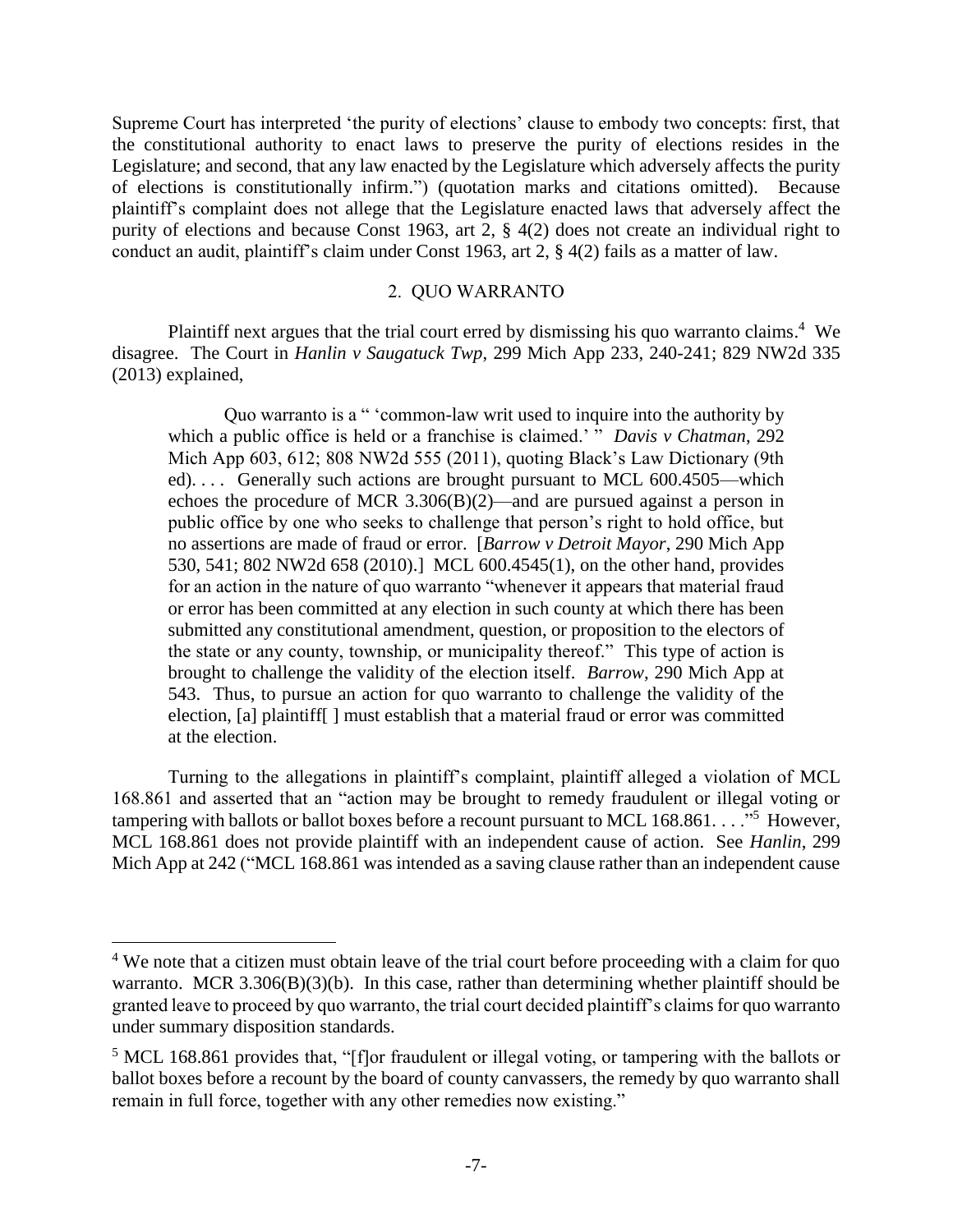Supreme Court has interpreted 'the purity of elections' clause to embody two concepts: first, that the constitutional authority to enact laws to preserve the purity of elections resides in the Legislature; and second, that any law enacted by the Legislature which adversely affects the purity of elections is constitutionally infirm.") (quotation marks and citations omitted). Because plaintiff's complaint does not allege that the Legislature enacted laws that adversely affect the purity of elections and because Const 1963, art 2, § 4(2) does not create an individual right to conduct an audit, plaintiff's claim under Const 1963, art 2, § 4(2) fails as a matter of law.

### 2. QUO WARRANTO

Plaintiff next argues that the trial court erred by dismissing his quo warranto claims.[4] We disagree. The Court in *Hanlin v Saugatuck Twp*, 299 Mich App 233, 240-241; 829 NW2d 335 (2013) explained,

> Quo warranto is a " 'common-law writ used to inquire into the authority by which a public office is held or a franchise is claimed.' " *Davis v Chatman*, 292 Mich App 603, 612; 808 NW2d 555 (2011), quoting Black's Law Dictionary (9th ed). . . . Generally such actions are brought pursuant to MCL 600.4505—which echoes the procedure of MCR 3.306(B)(2)—and are pursued against a person in public office by one who seeks to challenge that person's right to hold office, but no assertions are made of fraud or error. [*Barrow v Detroit Mayor*, 290 Mich App 530, 541; 802 NW2d 658 (2010).] MCL 600.4545(1), on the other hand, provides for an action in the nature of quo warranto "whenever it appears that material fraud or error has been committed at any election in such county at which there has been submitted any constitutional amendment, question, or proposition to the electors of the state or any county, township, or municipality thereof." This type of action is brought to challenge the validity of the election itself. *Barrow*, 290 Mich App at 543. Thus, to pursue an action for quo warranto to challenge the validity of the election, [a] plaintiff[ ] must establish that a material fraud or error was committed at the election.

Turning to the allegations in plaintiff's complaint, plaintiff alleged a violation of MCL 168.861 and asserted that an "action may be brought to remedy fraudulent or illegal voting or tampering with ballots or ballot boxes before a recount pursuant to MCL 168.861. . . ."[5] However, MCL 168.861 does not provide plaintiff with an independent cause of action. See *Hanlin*, 299 Mich App at 242 ("MCL 168.861 was intended as a saving clause rather than an independent cause

---

[4] We note that a citizen must obtain leave of the trial court before proceeding with a claim for quo warranto. MCR 3.306(B)(3)(b). In this case, rather than determining whether plaintiff should be granted leave to proceed by quo warranto, the trial court decided plaintiff's claims for quo warranto under summary disposition standards.

[5] MCL 168.861 provides that, "[f]or fraudulent or illegal voting, or tampering with the ballots or ballot boxes before a recount by the board of county canvassers, the remedy by quo warranto shall remain in full force, together with any other remedies now existing."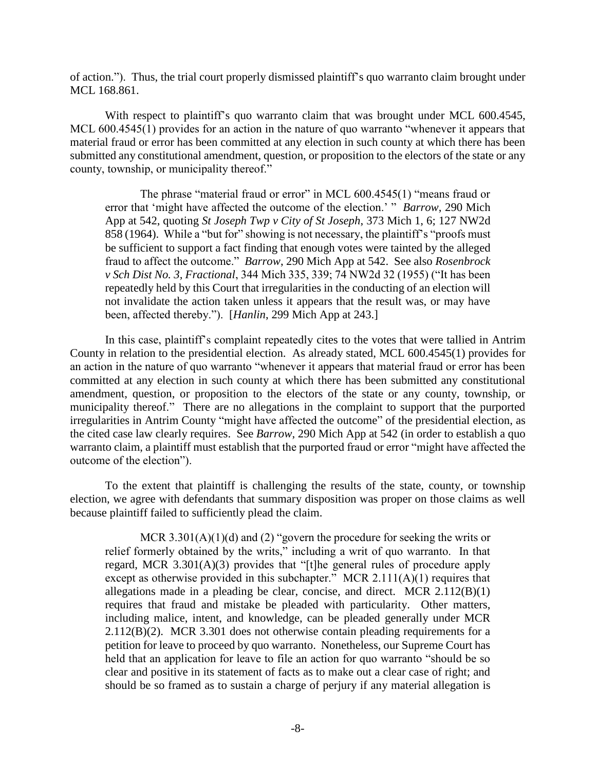of action."). Thus, the trial court properly dismissed plaintiff's quo warranto claim brought under MCL 168.861.

With respect to plaintiff's quo warranto claim that was brought under MCL 600.4545, MCL 600.4545(1) provides for an action in the nature of quo warranto "whenever it appears that material fraud or error has been committed at any election in such county at which there has been submitted any constitutional amendment, question, or proposition to the electors of the state or any county, township, or municipality thereof."

> The phrase "material fraud or error" in MCL 600.4545(1) "means fraud or error that 'might have affected the outcome of the election.' " *Barrow*, 290 Mich App at 542, quoting *St Joseph Twp v City of St Joseph*, 373 Mich 1, 6; 127 NW2d 858 (1964). While a "but for" showing is not necessary, the plaintiff's "proofs must be sufficient to support a fact finding that enough votes were tainted by the alleged fraud to affect the outcome." *Barrow*, 290 Mich App at 542. See also *Rosenbrock v Sch Dist No. 3, Fractional*, 344 Mich 335, 339; 74 NW2d 32 (1955) ("It has been repeatedly held by this Court that irregularities in the conducting of an election will not invalidate the action taken unless it appears that the result was, or may have been, affected thereby."). [*Hanlin*, 299 Mich App at 243.]

In this case, plaintiff's complaint repeatedly cites to the votes that were tallied in Antrim County in relation to the presidential election. As already stated, MCL 600.4545(1) provides for an action in the nature of quo warranto "whenever it appears that material fraud or error has been committed at any election in such county at which there has been submitted any constitutional amendment, question, or proposition to the electors of the state or any county, township, or municipality thereof." There are no allegations in the complaint to support that the purported irregularities in Antrim County "might have affected the outcome" of the presidential election, as the cited case law clearly requires. See *Barrow*, 290 Mich App at 542 (in order to establish a quo warranto claim, a plaintiff must establish that the purported fraud or error "might have affected the outcome of the election").

To the extent that plaintiff is challenging the results of the state, county, or township election, we agree with defendants that summary disposition was proper on those claims as well because plaintiff failed to sufficiently plead the claim.

> MCR 3.301(A)(1)(d) and (2) "govern the procedure for seeking the writs or relief formerly obtained by the writs," including a writ of quo warranto. In that regard, MCR 3.301(A)(3) provides that "[t]he general rules of procedure apply except as otherwise provided in this subchapter." MCR 2.111(A)(1) requires that allegations made in a pleading be clear, concise, and direct. MCR 2.112(B)(1) requires that fraud and mistake be pleaded with particularity. Other matters, including malice, intent, and knowledge, can be pleaded generally under MCR 2.112(B)(2). MCR 3.301 does not otherwise contain pleading requirements for a petition for leave to proceed by quo warranto. Nonetheless, our Supreme Court has held that an application for leave to file an action for quo warranto "should be so clear and positive in its statement of facts as to make out a clear case of right; and should be so framed as to sustain a charge of perjury if any material allegation is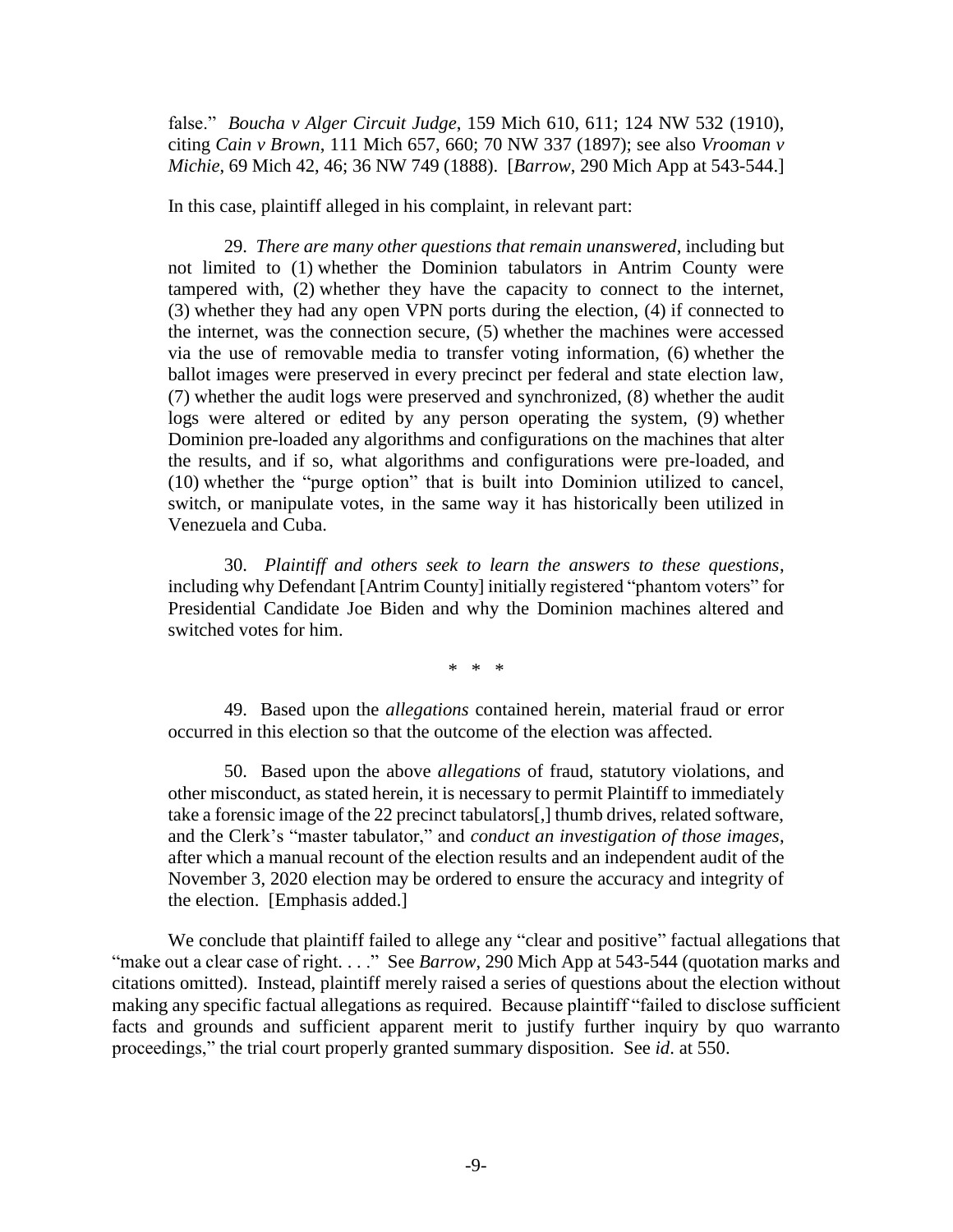false." *Boucha v Alger Circuit Judge*, 159 Mich 610, 611; 124 NW 532 (1910), citing *Cain v Brown*, 111 Mich 657, 660; 70 NW 337 (1897); see also *Vrooman v Michie*, 69 Mich 42, 46; 36 NW 749 (1888). [*Barrow*, 290 Mich App at 543-544.]

In this case, plaintiff alleged in his complaint, in relevant part:

> 29. *There are many other questions that remain unanswered*, including but not limited to (1) whether the Dominion tabulators in Antrim County were tampered with, (2) whether they have the capacity to connect to the internet, (3) whether they had any open VPN ports during the election, (4) if connected to the internet, was the connection secure, (5) whether the machines were accessed via the use of removable media to transfer voting information, (6) whether the ballot images were preserved in every precinct per federal and state election law, (7) whether the audit logs were preserved and synchronized, (8) whether the audit logs were altered or edited by any person operating the system, (9) whether Dominion pre-loaded any algorithms and configurations on the machines that alter the results, and if so, what algorithms and configurations were pre-loaded, and (10) whether the "purge option" that is built into Dominion utilized to cancel, switch, or manipulate votes, in the same way it has historically been utilized in Venezuela and Cuba.
>
> 30. *Plaintiff and others seek to learn the answers to these questions*, including why Defendant [Antrim County] initially registered "phantom voters" for Presidential Candidate Joe Biden and why the Dominion machines altered and switched votes for him.
>
> \* \* \*
>
> 49. Based upon the *allegations* contained herein, material fraud or error occurred in this election so that the outcome of the election was affected.
>
> 50. Based upon the above *allegations* of fraud, statutory violations, and other misconduct, as stated herein, it is necessary to permit Plaintiff to immediately take a forensic image of the 22 precinct tabulators[,] thumb drives, related software, and the Clerk's "master tabulator," and *conduct an investigation of those images*, after which a manual recount of the election results and an independent audit of the November 3, 2020 election may be ordered to ensure the accuracy and integrity of the election. [Emphasis added.]

We conclude that plaintiff failed to allege any "clear and positive" factual allegations that "make out a clear case of right. . . ." See *Barrow*, 290 Mich App at 543-544 (quotation marks and citations omitted). Instead, plaintiff merely raised a series of questions about the election without making any specific factual allegations as required. Because plaintiff "failed to disclose sufficient facts and grounds and sufficient apparent merit to justify further inquiry by quo warranto proceedings," the trial court properly granted summary disposition. See *id*. at 550.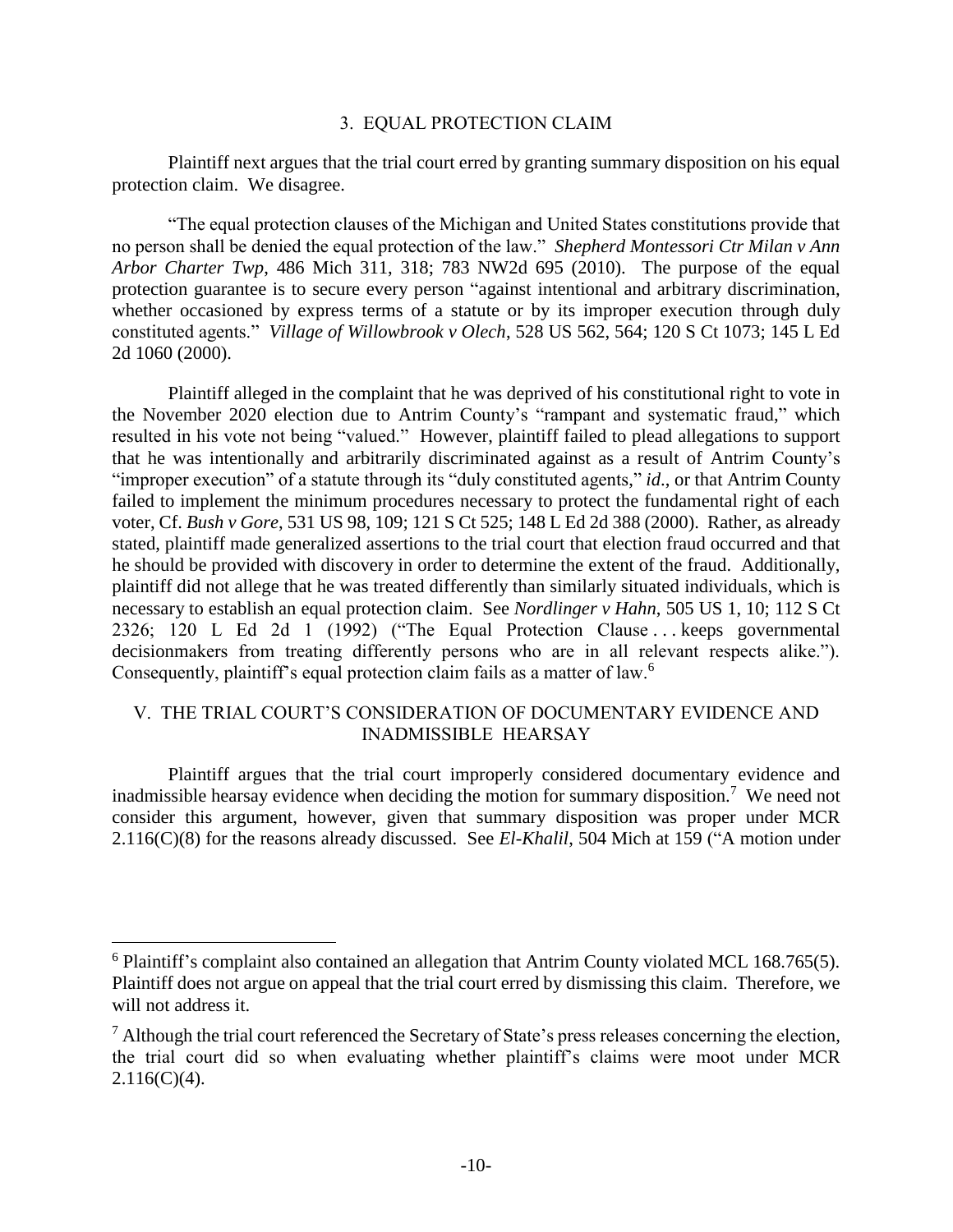### 3. EQUAL PROTECTION CLAIM

Plaintiff next argues that the trial court erred by granting summary disposition on his equal protection claim. We disagree.

"The equal protection clauses of the Michigan and United States constitutions provide that no person shall be denied the equal protection of the law." *Shepherd Montessori Ctr Milan v Ann Arbor Charter Twp*, 486 Mich 311, 318; 783 NW2d 695 (2010). The purpose of the equal protection guarantee is to secure every person "against intentional and arbitrary discrimination, whether occasioned by express terms of a statute or by its improper execution through duly constituted agents." *Village of Willowbrook v Olech*, 528 US 562, 564; 120 S Ct 1073; 145 L Ed 2d 1060 (2000).

Plaintiff alleged in the complaint that he was deprived of his constitutional right to vote in the November 2020 election due to Antrim County's "rampant and systematic fraud," which resulted in his vote not being "valued." However, plaintiff failed to plead allegations to support that he was intentionally and arbitrarily discriminated against as a result of Antrim County's "improper execution" of a statute through its "duly constituted agents," *id*., or that Antrim County failed to implement the minimum procedures necessary to protect the fundamental right of each voter, Cf. *Bush v Gore*, 531 US 98, 109; 121 S Ct 525; 148 L Ed 2d 388 (2000). Rather, as already stated, plaintiff made generalized assertions to the trial court that election fraud occurred and that he should be provided with discovery in order to determine the extent of the fraud. Additionally, plaintiff did not allege that he was treated differently than similarly situated individuals, which is necessary to establish an equal protection claim. See *Nordlinger v Hahn*, 505 US 1, 10; 112 S Ct 2326; 120 L Ed 2d 1 (1992) ("The Equal Protection Clause . . . keeps governmental decisionmakers from treating differently persons who are in all relevant respects alike."). Consequently, plaintiff's equal protection claim fails as a matter of law.[6]

## V. THE TRIAL COURT'S CONSIDERATION OF DOCUMENTARY EVIDENCE AND INADMISSIBLE HEARSAY

Plaintiff argues that the trial court improperly considered documentary evidence and inadmissible hearsay evidence when deciding the motion for summary disposition.[7] We need not consider this argument, however, given that summary disposition was proper under MCR 2.116(C)(8) for the reasons already discussed. See *El-Khalil*, 504 Mich at 159 ("A motion under

---

[6] Plaintiff's complaint also contained an allegation that Antrim County violated MCL 168.765(5). Plaintiff does not argue on appeal that the trial court erred by dismissing this claim. Therefore, we will not address it.

[7] Although the trial court referenced the Secretary of State's press releases concerning the election, the trial court did so when evaluating whether plaintiff's claims were moot under MCR 2.116(C)(4).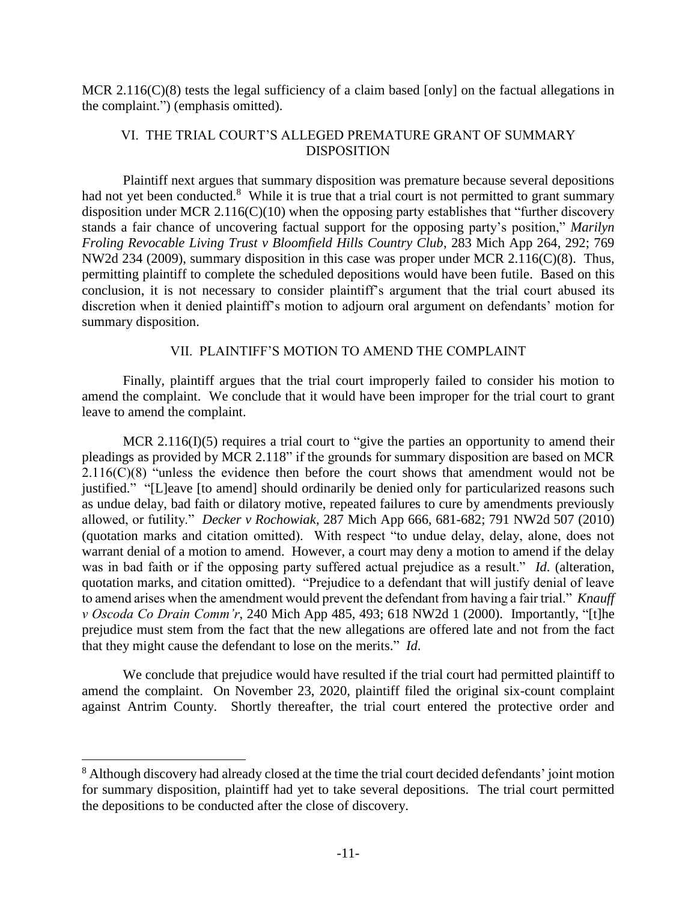MCR 2.116(C)(8) tests the legal sufficiency of a claim based [only] on the factual allegations in the complaint.") (emphasis omitted).

## VI. THE TRIAL COURT'S ALLEGED PREMATURE GRANT OF SUMMARY DISPOSITION

Plaintiff next argues that summary disposition was premature because several depositions had not yet been conducted.[8] While it is true that a trial court is not permitted to grant summary disposition under MCR 2.116(C)(10) when the opposing party establishes that "further discovery stands a fair chance of uncovering factual support for the opposing party's position," *Marilyn Froling Revocable Living Trust v Bloomfield Hills Country Club*, 283 Mich App 264, 292; 769 NW2d 234 (2009), summary disposition in this case was proper under MCR 2.116(C)(8). Thus, permitting plaintiff to complete the scheduled depositions would have been futile. Based on this conclusion, it is not necessary to consider plaintiff's argument that the trial court abused its discretion when it denied plaintiff's motion to adjourn oral argument on defendants' motion for summary disposition.

## VII. PLAINTIFF'S MOTION TO AMEND THE COMPLAINT

Finally, plaintiff argues that the trial court improperly failed to consider his motion to amend the complaint. We conclude that it would have been improper for the trial court to grant leave to amend the complaint.

MCR 2.116(I)(5) requires a trial court to "give the parties an opportunity to amend their pleadings as provided by MCR 2.118" if the grounds for summary disposition are based on MCR 2.116(C)(8) "unless the evidence then before the court shows that amendment would not be justified." "[L]eave [to amend] should ordinarily be denied only for particularized reasons such as undue delay, bad faith or dilatory motive, repeated failures to cure by amendments previously allowed, or futility." *Decker v Rochowiak*, 287 Mich App 666, 681-682; 791 NW2d 507 (2010) (quotation marks and citation omitted). With respect "to undue delay, delay, alone, does not warrant denial of a motion to amend. However, a court may deny a motion to amend if the delay was in bad faith or if the opposing party suffered actual prejudice as a result." *Id*. (alteration, quotation marks, and citation omitted). "Prejudice to a defendant that will justify denial of leave to amend arises when the amendment would prevent the defendant from having a fair trial." *Knauff v Oscoda Co Drain Comm'r*, 240 Mich App 485, 493; 618 NW2d 1 (2000). Importantly, "[t]he prejudice must stem from the fact that the new allegations are offered late and not from the fact that they might cause the defendant to lose on the merits." *Id*.

We conclude that prejudice would have resulted if the trial court had permitted plaintiff to amend the complaint. On November 23, 2020, plaintiff filed the original six-count complaint against Antrim County. Shortly thereafter, the trial court entered the protective order and

---

[8] Although discovery had already closed at the time the trial court decided defendants' joint motion for summary disposition, plaintiff had yet to take several depositions. The trial court permitted the depositions to be conducted after the close of discovery.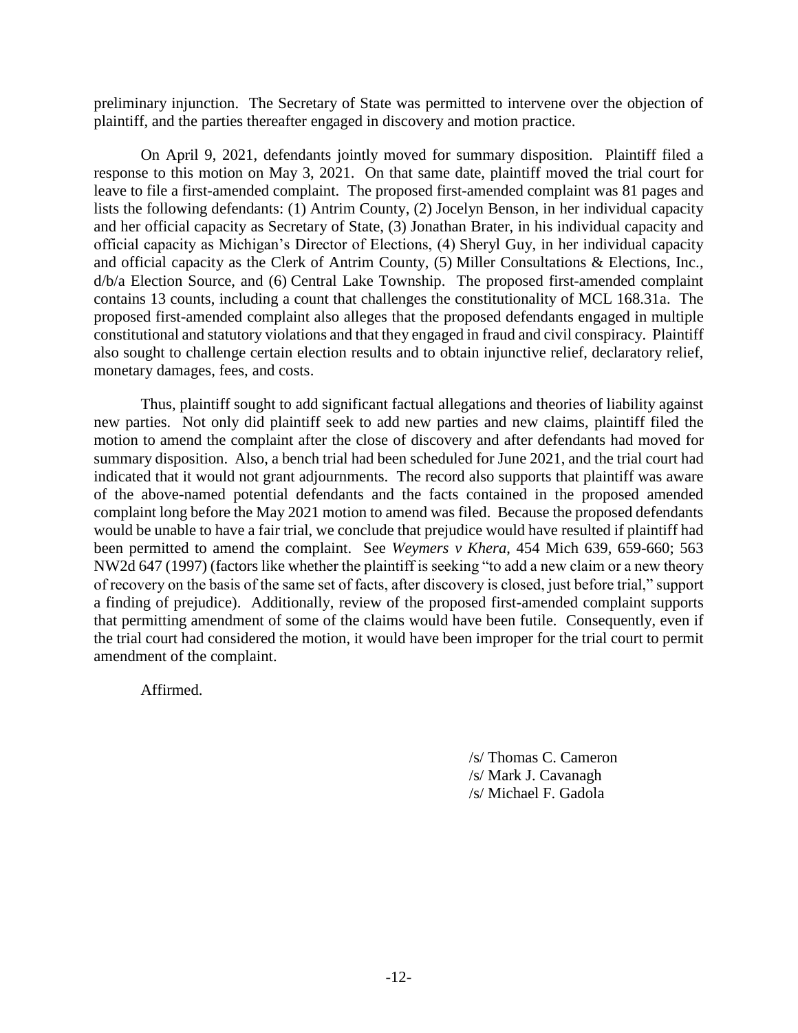preliminary injunction. The Secretary of State was permitted to intervene over the objection of plaintiff, and the parties thereafter engaged in discovery and motion practice.

On April 9, 2021, defendants jointly moved for summary disposition. Plaintiff filed a response to this motion on May 3, 2021. On that same date, plaintiff moved the trial court for leave to file a first-amended complaint. The proposed first-amended complaint was 81 pages and lists the following defendants: (1) Antrim County, (2) Jocelyn Benson, in her individual capacity and her official capacity as Secretary of State, (3) Jonathan Brater, in his individual capacity and official capacity as Michigan's Director of Elections, (4) Sheryl Guy, in her individual capacity and official capacity as the Clerk of Antrim County, (5) Miller Consultations & Elections, Inc., d/b/a Election Source, and (6) Central Lake Township. The proposed first-amended complaint contains 13 counts, including a count that challenges the constitutionality of MCL 168.31a. The proposed first-amended complaint also alleges that the proposed defendants engaged in multiple constitutional and statutory violations and that they engaged in fraud and civil conspiracy. Plaintiff also sought to challenge certain election results and to obtain injunctive relief, declaratory relief, monetary damages, fees, and costs.

Thus, plaintiff sought to add significant factual allegations and theories of liability against new parties. Not only did plaintiff seek to add new parties and new claims, plaintiff filed the motion to amend the complaint after the close of discovery and after defendants had moved for summary disposition. Also, a bench trial had been scheduled for June 2021, and the trial court had indicated that it would not grant adjournments. The record also supports that plaintiff was aware of the above-named potential defendants and the facts contained in the proposed amended complaint long before the May 2021 motion to amend was filed. Because the proposed defendants would be unable to have a fair trial, we conclude that prejudice would have resulted if plaintiff had been permitted to amend the complaint. See *Weymers v Khera*, 454 Mich 639, 659-660; 563 NW2d 647 (1997) (factors like whether the plaintiff is seeking "to add a new claim or a new theory of recovery on the basis of the same set of facts, after discovery is closed, just before trial," support a finding of prejudice). Additionally, review of the proposed first-amended complaint supports that permitting amendment of some of the claims would have been futile. Consequently, even if the trial court had considered the motion, it would have been improper for the trial court to permit amendment of the complaint.

Affirmed.

/s/ Thomas C. Cameron
/s/ Mark J. Cavanagh
/s/ Michael F. Gadola